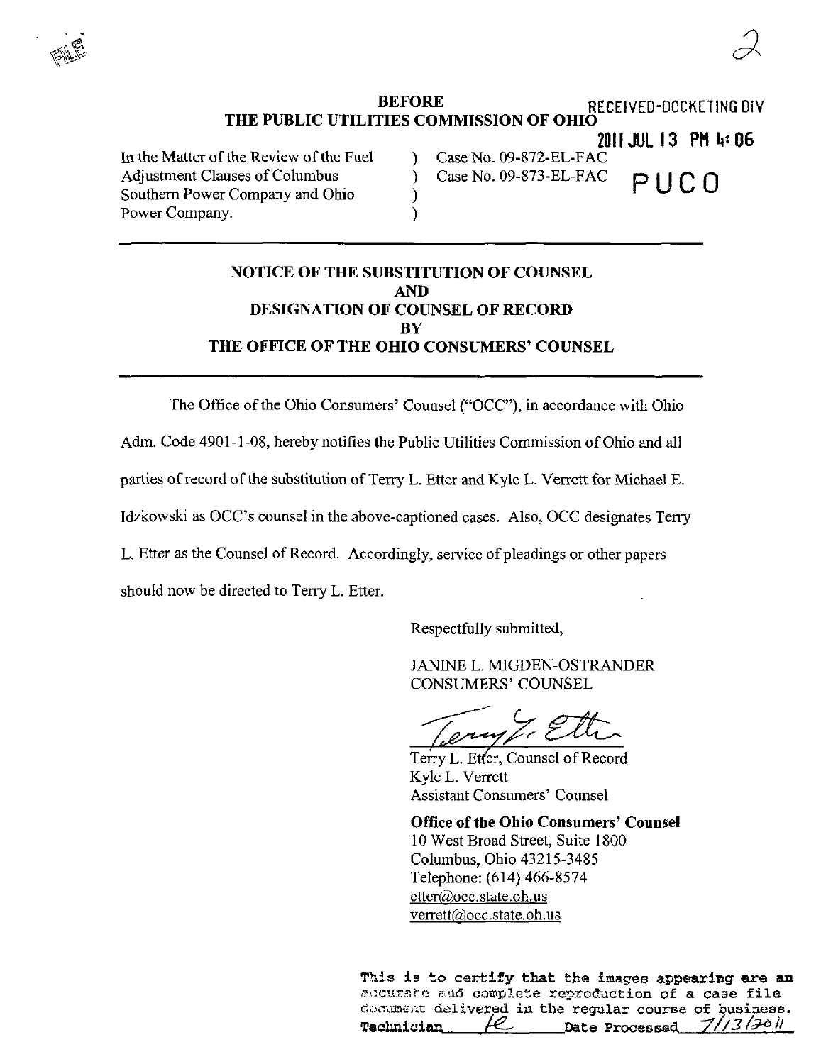FILE

2

**BEFORE**
**THE PUBLIC UTILITIES COMMISSION OF OHIO**

RECEIVED-DOCKETING DIV

2011 JUL 13 PM 4:06

PUCO

| | | |
|---|---|---|
| In the Matter of the Review of the Fuel Adjustment Clauses of Columbus Southern Power Company and Ohio Power Company. | ) ) ) ) | Case No. 09-872-EL-FAC Case No. 09-873-EL-FAC |

**NOTICE OF THE SUBSTITUTION OF COUNSEL**
**AND**
**DESIGNATION OF COUNSEL OF RECORD**
**BY**
**THE OFFICE OF THE OHIO CONSUMERS' COUNSEL**

The Office of the Ohio Consumers' Counsel ("OCC"), in accordance with Ohio Adm. Code 4901-1-08, hereby notifies the Public Utilities Commission of Ohio and all parties of record of the substitution of Terry L. Etter and Kyle L. Verrett for Michael E. Idzkowski as OCC's counsel in the above-captioned cases. Also, OCC designates Terry L. Etter as the Counsel of Record. Accordingly, service of pleadings or other papers should now be directed to Terry L. Etter.

Respectfully submitted,

JANINE L. MIGDEN-OSTRANDER
CONSUMERS' COUNSEL

Terry L. Etter, Counsel of Record
Kyle L. Verrett
Assistant Consumers' Counsel

**Office of the Ohio Consumers' Counsel**
10 West Broad Street, Suite 1800
Columbus, Ohio 43215-3485
Telephone: (614) 466-8574
etter@occ.state.oh.us
verrett@occ.state.oh.us

This is to certify that the images appearing are an accurate and complete reproduction of a case file document delivered in the regular course of business.
Technician ___ Date Processed 7/13/2011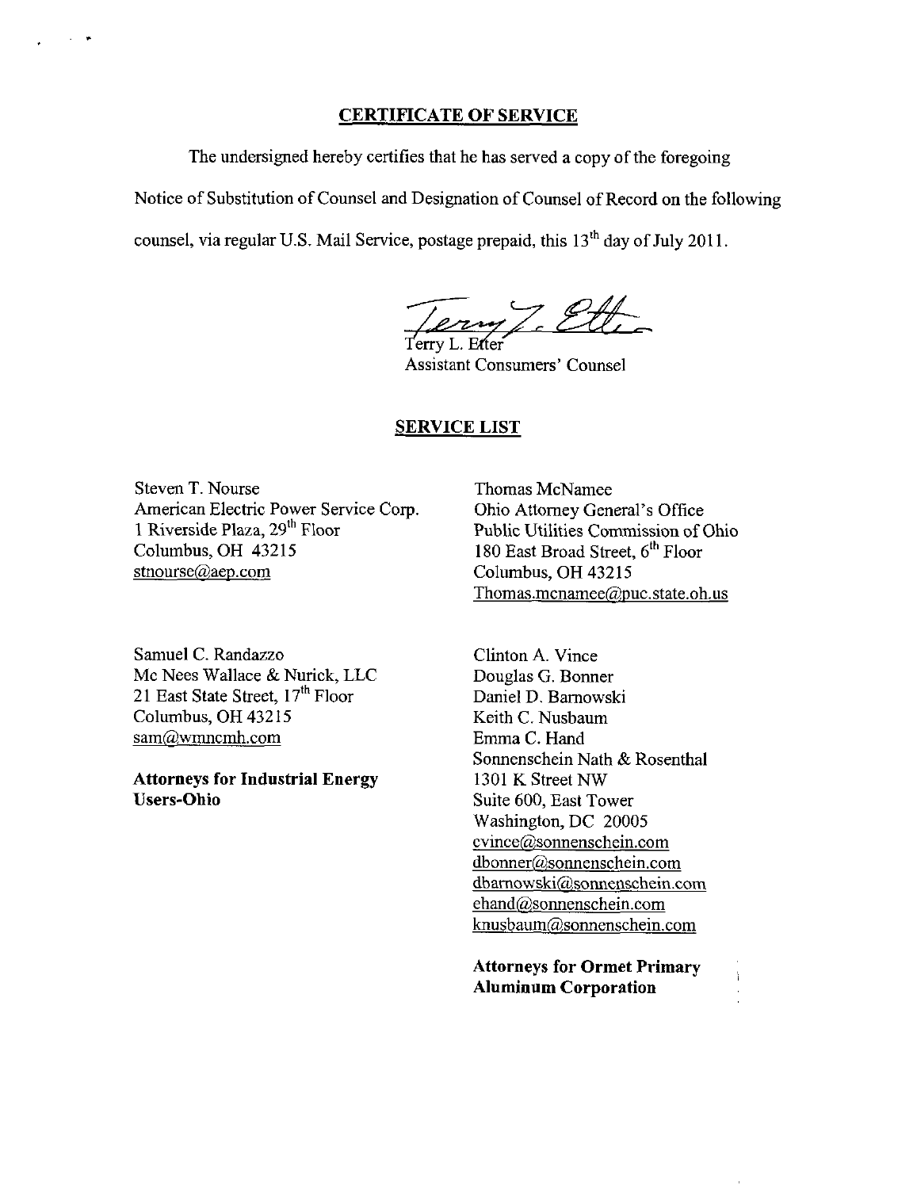## CERTIFICATE OF SERVICE

The undersigned hereby certifies that he has served a copy of the foregoing Notice of Substitution of Counsel and Designation of Counsel of Record on the following counsel, via regular U.S. Mail Service, postage prepaid, this 13th day of July 2011.

Terry L. Etter
Assistant Consumers' Counsel

## SERVICE LIST

Steven T. Nourse
American Electric Power Service Corp.
1 Riverside Plaza, 29th Floor
Columbus, OH 43215
stnourse@aep.com

Thomas McNamee
Ohio Attorney General's Office
Public Utilities Commission of Ohio
180 East Broad Street, 6th Floor
Columbus, OH 43215
Thomas.mcnamee@puc.state.oh.us

Samuel C. Randazzo
Mc Nees Wallace & Nurick, LLC
21 East State Street, 17th Floor
Columbus, OH 43215
sam@wmncmh.com

**Attorneys for Industrial Energy Users-Ohio**

Clinton A. Vince
Douglas G. Bonner
Daniel D. Barnowski
Keith C. Nusbaum
Emma C. Hand
Sonnenschein Nath & Rosenthal
1301 K Street NW
Suite 600, East Tower
Washington, DC 20005
cvince@sonnenschein.com
dbonner@sonnenschein.com
dbarnowski@sonnenschein.com
ehand@sonnenschein.com
knusbaum@sonnenschein.com

**Attorneys for Ormet Primary Aluminum Corporation**